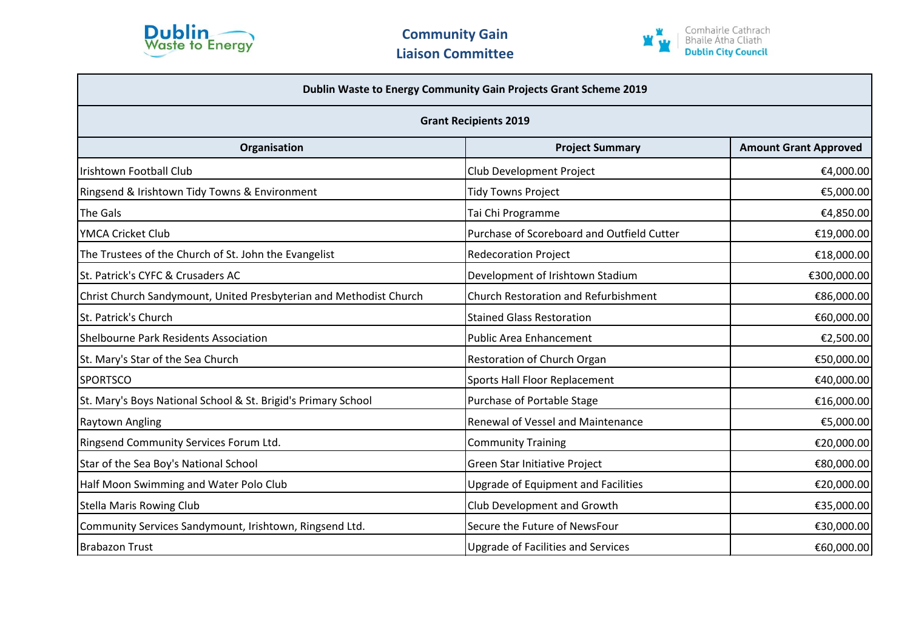Dublin Waste to Energy

## Community Gain Liaison Committee

Comhairle Cathrach Bhaile Átha Cliath
Dublin City Council

| Dublin Waste to Energy Community Gain Projects Grant Scheme 2019 | | |
|---|---|---|
| **Grant Recipients 2019** | | |
| **Organisation** | **Project Summary** | **Amount Grant Approved** |
| Irishtown Football Club | Club Development Project | €4,000.00 |
| Ringsend & Irishtown Tidy Towns & Environment | Tidy Towns Project | €5,000.00 |
| The Gals | Tai Chi Programme | €4,850.00 |
| YMCA Cricket Club | Purchase of Scoreboard and Outfield Cutter | €19,000.00 |
| The Trustees of the Church of St. John the Evangelist | Redecoration Project | €18,000.00 |
| St. Patrick's CYFC & Crusaders AC | Development of Irishtown Stadium | €300,000.00 |
| Christ Church Sandymount, United Presbyterian and Methodist Church | Church Restoration and Refurbishment | €86,000.00 |
| St. Patrick's Church | Stained Glass Restoration | €60,000.00 |
| Shelbourne Park Residents Association | Public Area Enhancement | €2,500.00 |
| St. Mary's Star of the Sea Church | Restoration of Church Organ | €50,000.00 |
| SPORTSCO | Sports Hall Floor Replacement | €40,000.00 |
| St. Mary's Boys National School & St. Brigid's Primary School | Purchase of Portable Stage | €16,000.00 |
| Raytown Angling | Renewal of Vessel and Maintenance | €5,000.00 |
| Ringsend Community Services Forum Ltd. | Community Training | €20,000.00 |
| Star of the Sea Boy's National School | Green Star Initiative Project | €80,000.00 |
| Half Moon Swimming and Water Polo Club | Upgrade of Equipment and Facilities | €20,000.00 |
| Stella Maris Rowing Club | Club Development and Growth | €35,000.00 |
| Community Services Sandymount, Irishtown, Ringsend Ltd. | Secure the Future of NewsFour | €30,000.00 |
| Brabazon Trust | Upgrade of Facilities and Services | €60,000.00 |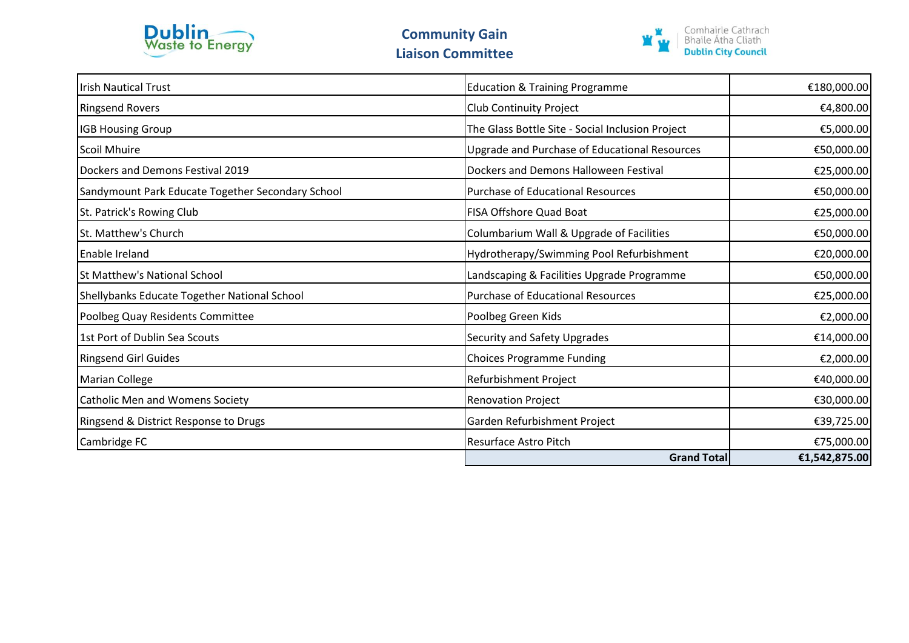**Community Gain**
**Liaison Committee**

Comhairle Cathrach Bhaile Átha Cliath
Dublin City Council

| | | |
|---|---|---|
| Irish Nautical Trust | Education & Training Programme | €180,000.00 |
| Ringsend Rovers | Club Continuity Project | €4,800.00 |
| IGB Housing Group | The Glass Bottle Site - Social Inclusion Project | €5,000.00 |
| Scoil Mhuire | Upgrade and Purchase of Educational Resources | €50,000.00 |
| Dockers and Demons Festival 2019 | Dockers and Demons Halloween Festival | €25,000.00 |
| Sandymount Park Educate Together Secondary School | Purchase of Educational Resources | €50,000.00 |
| St. Patrick's Rowing Club | FISA Offshore Quad Boat | €25,000.00 |
| St. Matthew's Church | Columbarium Wall & Upgrade of Facilities | €50,000.00 |
| Enable Ireland | Hydrotherapy/Swimming Pool Refurbishment | €20,000.00 |
| St Matthew's National School | Landscaping & Facilities Upgrade Programme | €50,000.00 |
| Shellybanks Educate Together National School | Purchase of Educational Resources | €25,000.00 |
| Poolbeg Quay Residents Committee | Poolbeg Green Kids | €2,000.00 |
| 1st Port of Dublin Sea Scouts | Security and Safety Upgrades | €14,000.00 |
| Ringsend Girl Guides | Choices Programme Funding | €2,000.00 |
| Marian College | Refurbishment Project | €40,000.00 |
| Catholic Men and Womens Society | Renovation Project | €30,000.00 |
| Ringsend & District Response to Drugs | Garden Refurbishment Project | €39,725.00 |
| Cambridge FC | Resurface Astro Pitch | €75,000.00 |
| | **Grand Total** | **€1,542,875.00** |